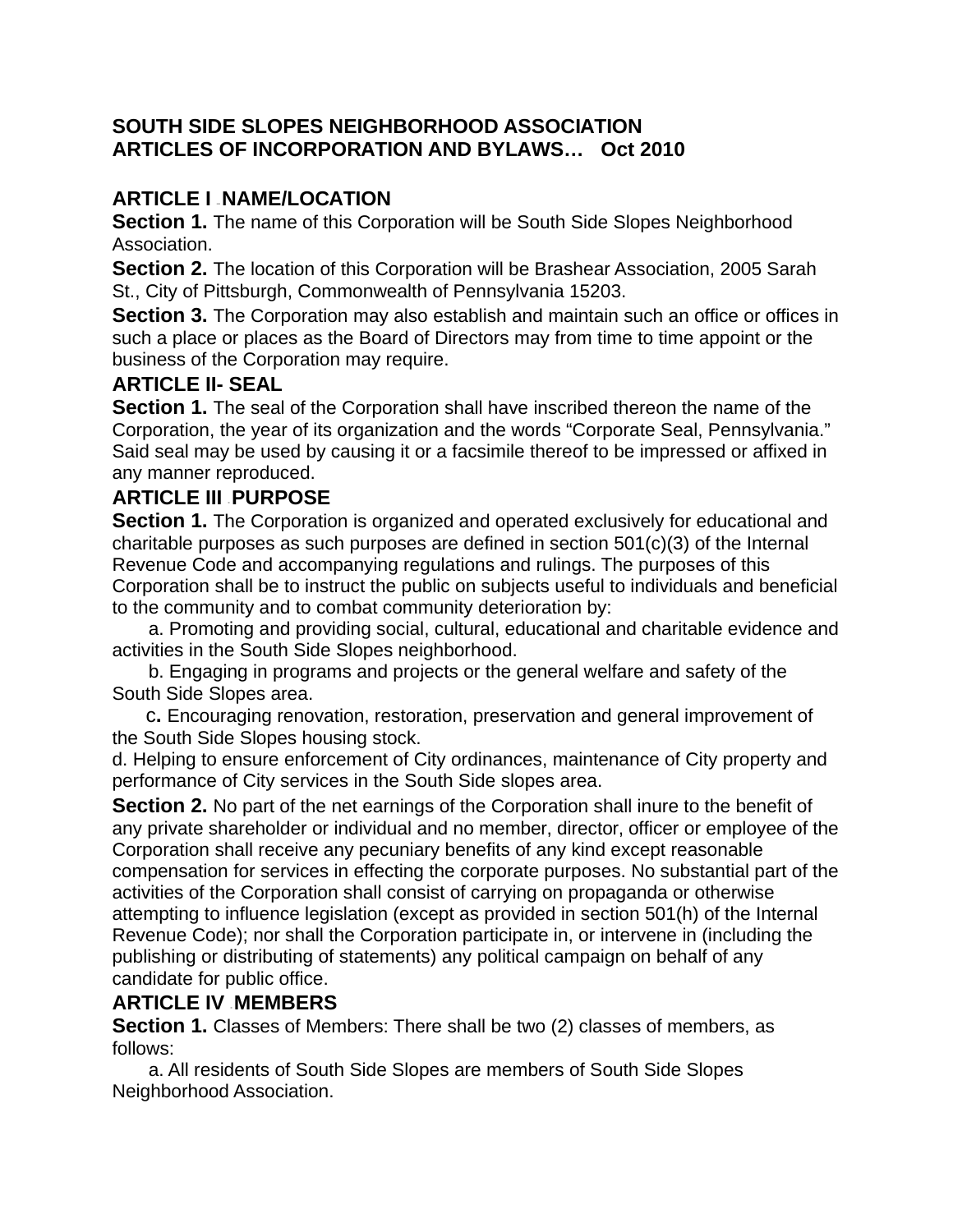# SOUTH SIDE SLOPES NEIGHBORHOOD ASSOCIATION ARTICLES OF INCORPORATION AND BYLAWS… Oct 2010

## ARTICLE I NAME/LOCATION

**Section 1.** The name of this Corporation will be South Side Slopes Neighborhood Association.

**Section 2.** The location of this Corporation will be Brashear Association, 2005 Sarah St., City of Pittsburgh, Commonwealth of Pennsylvania 15203.

**Section 3.** The Corporation may also establish and maintain such an office or offices in such a place or places as the Board of Directors may from time to time appoint or the business of the Corporation may require.

## ARTICLE II- SEAL

**Section 1.** The seal of the Corporation shall have inscribed thereon the name of the Corporation, the year of its organization and the words "Corporate Seal, Pennsylvania." Said seal may be used by causing it or a facsimile thereof to be impressed or affixed in any manner reproduced.

## ARTICLE III PURPOSE

**Section 1.** The Corporation is organized and operated exclusively for educational and charitable purposes as such purposes are defined in section 501(c)(3) of the Internal Revenue Code and accompanying regulations and rulings. The purposes of this Corporation shall be to instruct the public on subjects useful to individuals and beneficial to the community and to combat community deterioration by:

a. Promoting and providing social, cultural, educational and charitable evidence and activities in the South Side Slopes neighborhood.

b. Engaging in programs and projects or the general welfare and safety of the South Side Slopes area.

c. Encouraging renovation, restoration, preservation and general improvement of the South Side Slopes housing stock.

d. Helping to ensure enforcement of City ordinances, maintenance of City property and performance of City services in the South Side slopes area.

**Section 2.** No part of the net earnings of the Corporation shall inure to the benefit of any private shareholder or individual and no member, director, officer or employee of the Corporation shall receive any pecuniary benefits of any kind except reasonable compensation for services in effecting the corporate purposes. No substantial part of the activities of the Corporation shall consist of carrying on propaganda or otherwise attempting to influence legislation (except as provided in section 501(h) of the Internal Revenue Code); nor shall the Corporation participate in, or intervene in (including the publishing or distributing of statements) any political campaign on behalf of any candidate for public office.

## ARTICLE IV MEMBERS

**Section 1.** Classes of Members: There shall be two (2) classes of members, as follows:

a. All residents of South Side Slopes are members of South Side Slopes Neighborhood Association.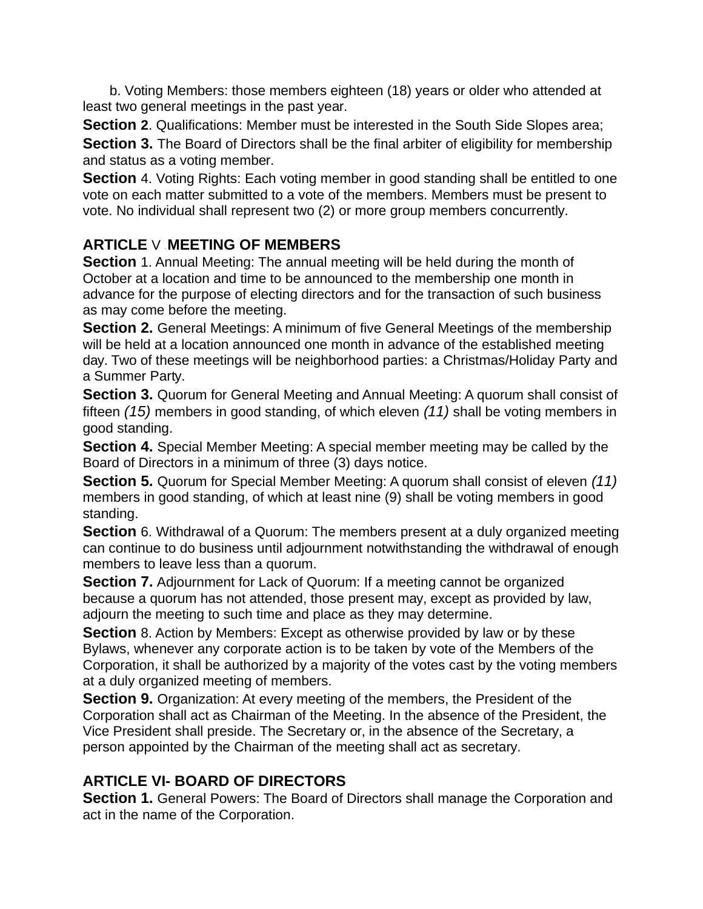b. Voting Members: those members eighteen (18) years or older who attended at least two general meetings in the past year.

**Section 2**. Qualifications: Member must be interested in the South Side Slopes area;

**Section 3.** The Board of Directors shall be the final arbiter of eligibility for membership and status as a voting member.

**Section** 4. Voting Rights: Each voting member in good standing shall be entitled to one vote on each matter submitted to a vote of the members. Members must be present to vote. No individual shall represent two (2) or more group members concurrently.

## ARTICLE V . MEETING OF MEMBERS

**Section** 1. Annual Meeting: The annual meeting will be held during the month of October at a location and time to be announced to the membership one month in advance for the purpose of electing directors and for the transaction of such business as may come before the meeting.

**Section 2.** General Meetings: A minimum of five General Meetings of the membership will be held at a location announced one month in advance of the established meeting day. Two of these meetings will be neighborhood parties: a Christmas/Holiday Party and a Summer Party.

**Section 3.** Quorum for General Meeting and Annual Meeting: A quorum shall consist of fifteen *(15)* members in good standing, of which eleven *(11)* shall be voting members in good standing.

**Section 4.** Special Member Meeting: A special member meeting may be called by the Board of Directors in a minimum of three (3) days notice.

**Section 5.** Quorum for Special Member Meeting: A quorum shall consist of eleven *(11)* members in good standing, of which at least nine (9) shall be voting members in good standing.

**Section** 6. Withdrawal of a Quorum: The members present at a duly organized meeting can continue to do business until adjournment notwithstanding the withdrawal of enough members to leave less than a quorum.

**Section 7.** Adjournment for Lack of Quorum: If a meeting cannot be organized because a quorum has not attended, those present may, except as provided by law, adjourn the meeting to such time and place as they may determine.

**Section** 8. Action by Members: Except as otherwise provided by law or by these Bylaws, whenever any corporate action is to be taken by vote of the Members of the Corporation, it shall be authorized by a majority of the votes cast by the voting members at a duly organized meeting of members.

**Section 9.** Organization: At every meeting of the members, the President of the Corporation shall act as Chairman of the Meeting. In the absence of the President, the Vice President shall preside. The Secretary or, in the absence of the Secretary, a person appointed by the Chairman of the meeting shall act as secretary.

## ARTICLE VI- BOARD OF DIRECTORS

**Section 1.** General Powers: The Board of Directors shall manage the Corporation and act in the name of the Corporation.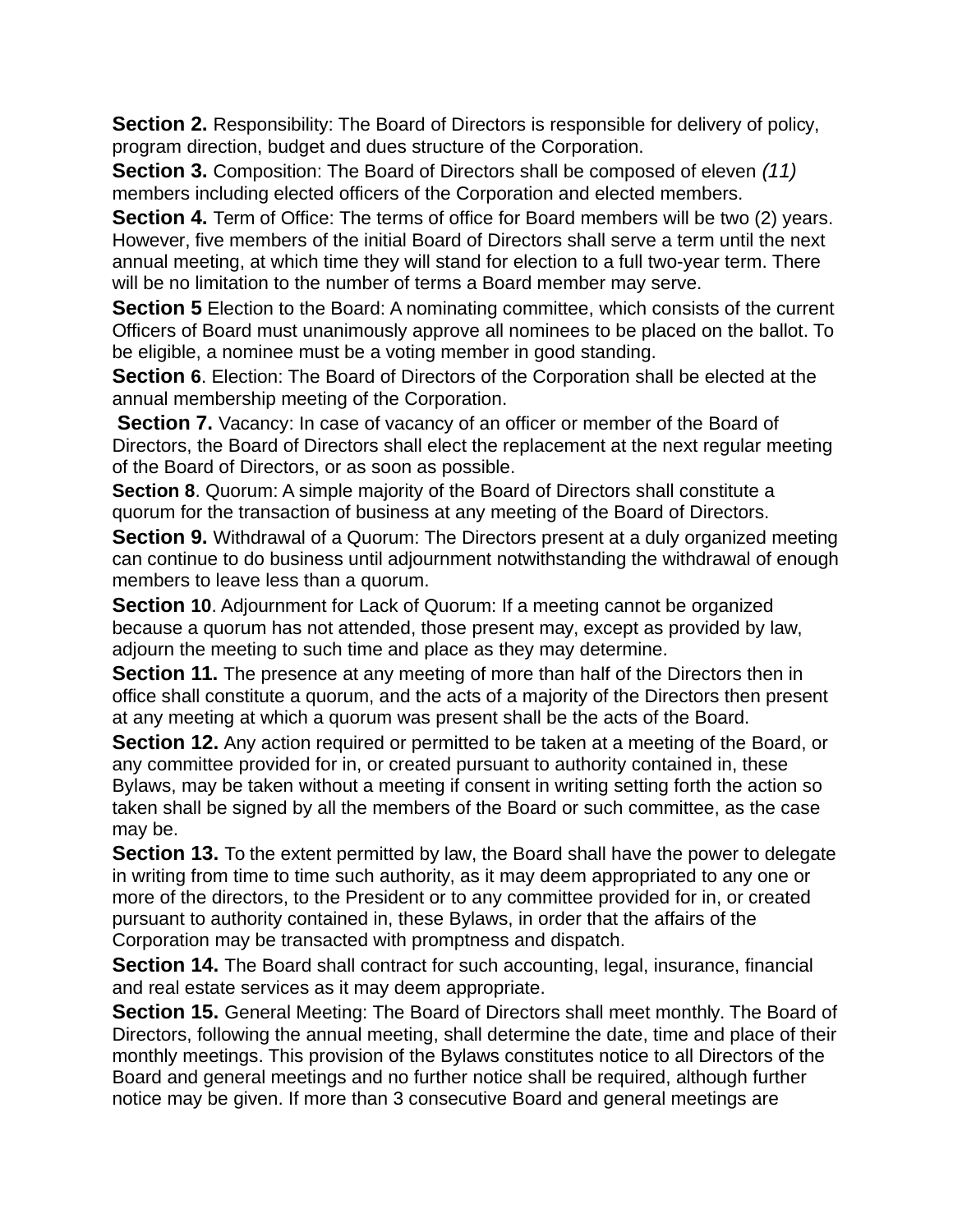**Section 2.** Responsibility: The Board of Directors is responsible for delivery of policy, program direction, budget and dues structure of the Corporation.

**Section 3.** Composition: The Board of Directors shall be composed of eleven *(11)* members including elected officers of the Corporation and elected members.

**Section 4.** Term of Office: The terms of office for Board members will be two (2) years. However, five members of the initial Board of Directors shall serve a term until the next annual meeting, at which time they will stand for election to a full two-year term. There will be no limitation to the number of terms a Board member may serve.

**Section 5** Election to the Board: A nominating committee, which consists of the current Officers of Board must unanimously approve all nominees to be placed on the ballot. To be eligible, a nominee must be a voting member in good standing.

**Section 6**. Election: The Board of Directors of the Corporation shall be elected at the annual membership meeting of the Corporation.

**Section 7.** Vacancy: In case of vacancy of an officer or member of the Board of Directors, the Board of Directors shall elect the replacement at the next regular meeting of the Board of Directors, or as soon as possible.

**Section 8**. Quorum: A simple majority of the Board of Directors shall constitute a quorum for the transaction of business at any meeting of the Board of Directors.

**Section 9.** Withdrawal of a Quorum: The Directors present at a duly organized meeting can continue to do business until adjournment notwithstanding the withdrawal of enough members to leave less than a quorum.

**Section 10**. Adjournment for Lack of Quorum: If a meeting cannot be organized because a quorum has not attended, those present may, except as provided by law, adjourn the meeting to such time and place as they may determine.

**Section 11.** The presence at any meeting of more than half of the Directors then in office shall constitute a quorum, and the acts of a majority of the Directors then present at any meeting at which a quorum was present shall be the acts of the Board.

**Section 12.** Any action required or permitted to be taken at a meeting of the Board, or any committee provided for in, or created pursuant to authority contained in, these Bylaws, may be taken without a meeting if consent in writing setting forth the action so taken shall be signed by all the members of the Board or such committee, as the case may be.

**Section 13.** To the extent permitted by law, the Board shall have the power to delegate in writing from time to time such authority, as it may deem appropriated to any one or more of the directors, to the President or to any committee provided for in, or created pursuant to authority contained in, these Bylaws, in order that the affairs of the Corporation may be transacted with promptness and dispatch.

**Section 14.** The Board shall contract for such accounting, legal, insurance, financial and real estate services as it may deem appropriate.

**Section 15.** General Meeting: The Board of Directors shall meet monthly. The Board of Directors, following the annual meeting, shall determine the date, time and place of their monthly meetings. This provision of the Bylaws constitutes notice to all Directors of the Board and general meetings and no further notice shall be required, although further notice may be given. If more than 3 consecutive Board and general meetings are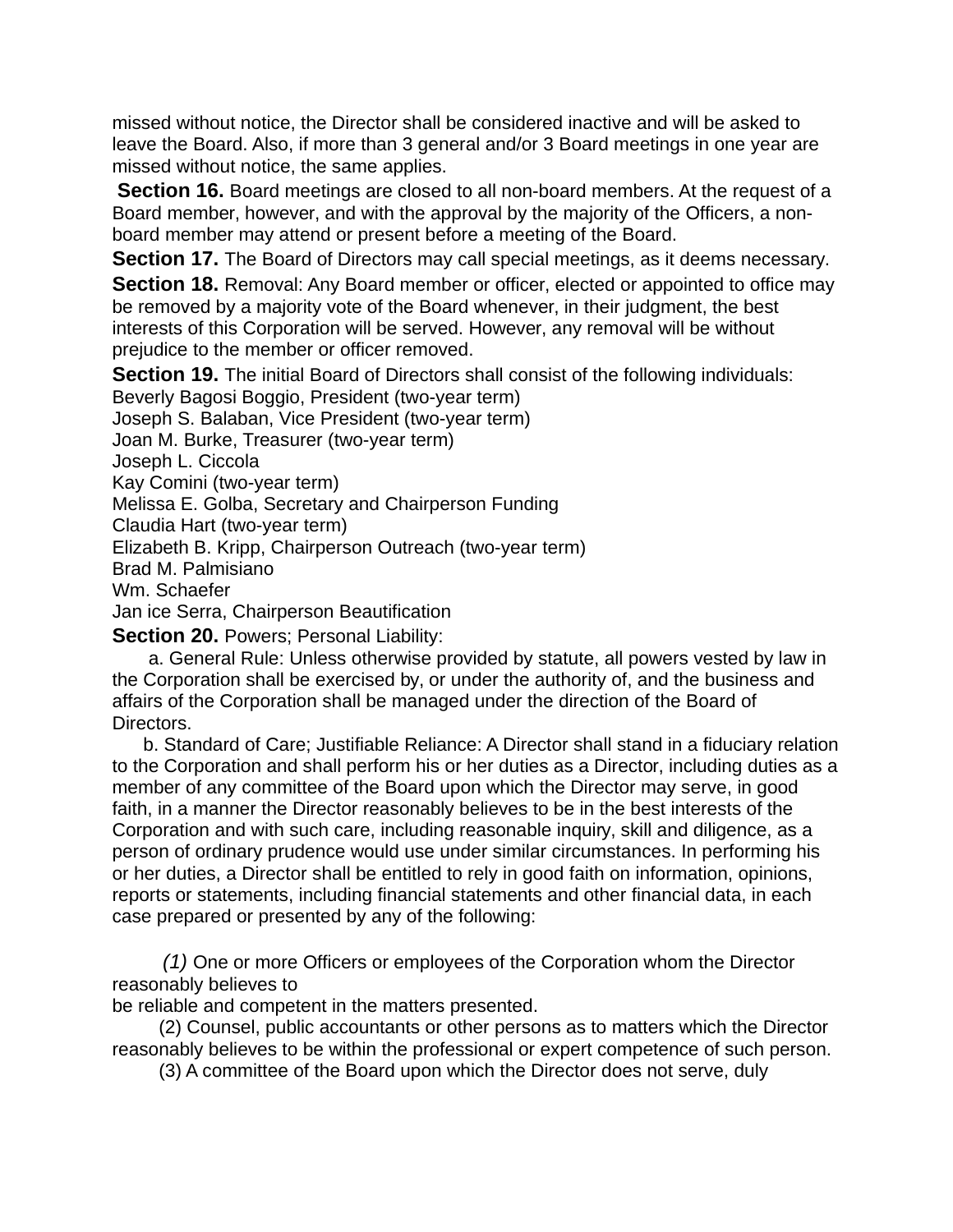missed without notice, the Director shall be considered inactive and will be asked to leave the Board. Also, if more than 3 general and/or 3 Board meetings in one year are missed without notice, the same applies.

**Section 16.** Board meetings are closed to all non-board members. At the request of a Board member, however, and with the approval by the majority of the Officers, a non-board member may attend or present before a meeting of the Board.

**Section 17.** The Board of Directors may call special meetings, as it deems necessary.

**Section 18.** Removal: Any Board member or officer, elected or appointed to office may be removed by a majority vote of the Board whenever, in their judgment, the best interests of this Corporation will be served. However, any removal will be without prejudice to the member or officer removed.

**Section 19.** The initial Board of Directors shall consist of the following individuals:
Beverly Bagosi Boggio, President (two-year term)
Joseph S. Balaban, Vice President (two-year term)
Joan M. Burke, Treasurer (two-year term)
Joseph L. Ciccola
Kay Comini (two-year term)
Melissa E. Golba, Secretary and Chairperson Funding
Claudia Hart (two-year term)
Elizabeth B. Kripp, Chairperson Outreach (two-year term)
Brad M. Palmisiano
Wm. Schaefer
Jan ice Serra, Chairperson Beautification

**Section 20.** Powers; Personal Liability:

a. General Rule: Unless otherwise provided by statute, all powers vested by law in the Corporation shall be exercised by, or under the authority of, and the business and affairs of the Corporation shall be managed under the direction of the Board of Directors.

b. Standard of Care; Justifiable Reliance: A Director shall stand in a fiduciary relation to the Corporation and shall perform his or her duties as a Director, including duties as a member of any committee of the Board upon which the Director may serve, in good faith, in a manner the Director reasonably believes to be in the best interests of the Corporation and with such care, including reasonable inquiry, skill and diligence, as a person of ordinary prudence would use under similar circumstances. In performing his or her duties, a Director shall be entitled to rely in good faith on information, opinions, reports or statements, including financial statements and other financial data, in each case prepared or presented by any of the following:

*(1)* One or more Officers or employees of the Corporation whom the Director reasonably believes to
be reliable and competent in the matters presented.

(2) Counsel, public accountants or other persons as to matters which the Director reasonably believes to be within the professional or expert competence of such person.

(3) A committee of the Board upon which the Director does not serve, duly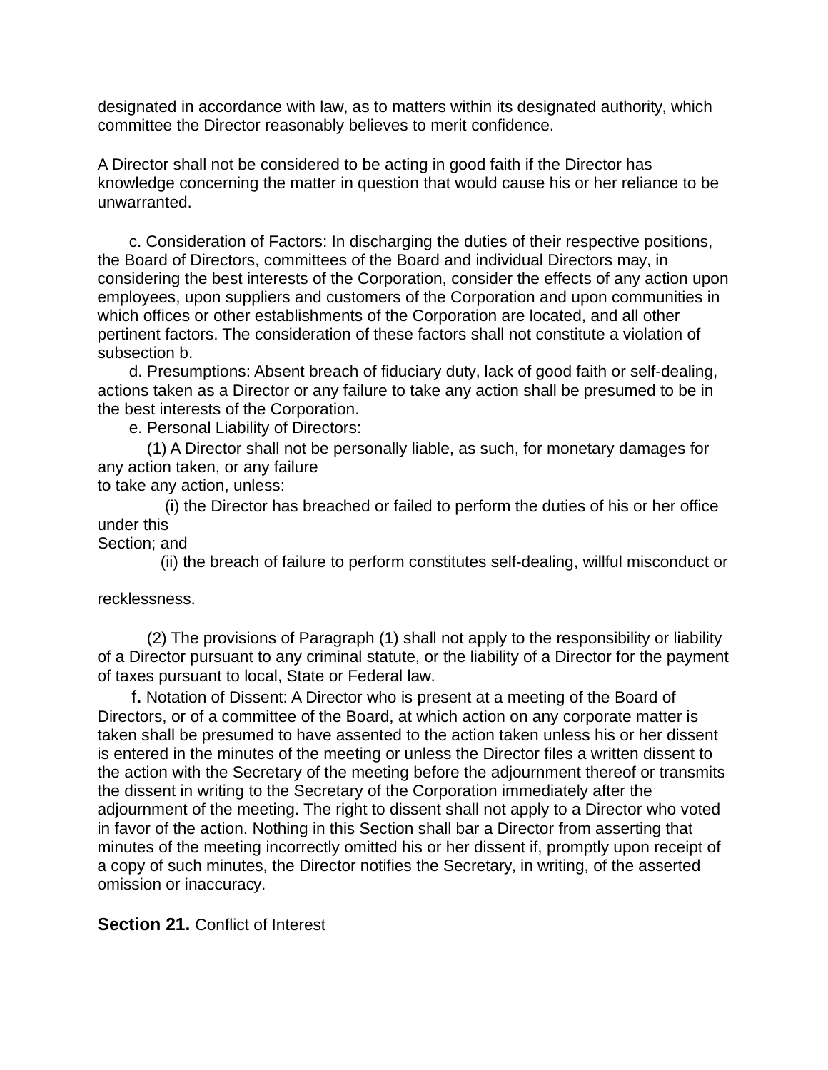designated in accordance with law, as to matters within its designated authority, which committee the Director reasonably believes to merit confidence.

A Director shall not be considered to be acting in good faith if the Director has knowledge concerning the matter in question that would cause his or her reliance to be unwarranted.

c. Consideration of Factors: In discharging the duties of their respective positions, the Board of Directors, committees of the Board and individual Directors may, in considering the best interests of the Corporation, consider the effects of any action upon employees, upon suppliers and customers of the Corporation and upon communities in which offices or other establishments of the Corporation are located, and all other pertinent factors. The consideration of these factors shall not constitute a violation of subsection b.

d. Presumptions: Absent breach of fiduciary duty, lack of good faith or self-dealing, actions taken as a Director or any failure to take any action shall be presumed to be in the best interests of the Corporation.

e. Personal Liability of Directors:

(1) A Director shall not be personally liable, as such, for monetary damages for any action taken, or any failure to take any action, unless:

(i) the Director has breached or failed to perform the duties of his or her office under this Section; and

(ii) the breach of failure to perform constitutes self-dealing, willful misconduct or recklessness.

(2) The provisions of Paragraph (1) shall not apply to the responsibility or liability of a Director pursuant to any criminal statute, or the liability of a Director for the payment of taxes pursuant to local, State or Federal law.

**f.** Notation of Dissent: A Director who is present at a meeting of the Board of Directors, or of a committee of the Board, at which action on any corporate matter is taken shall be presumed to have assented to the action taken unless his or her dissent is entered in the minutes of the meeting or unless the Director files a written dissent to the action with the Secretary of the meeting before the adjournment thereof or transmits the dissent in writing to the Secretary of the Corporation immediately after the adjournment of the meeting. The right to dissent shall not apply to a Director who voted in favor of the action. Nothing in this Section shall bar a Director from asserting that minutes of the meeting incorrectly omitted his or her dissent if, promptly upon receipt of a copy of such minutes, the Director notifies the Secretary, in writing, of the asserted omission or inaccuracy.

**Section 21.** Conflict of Interest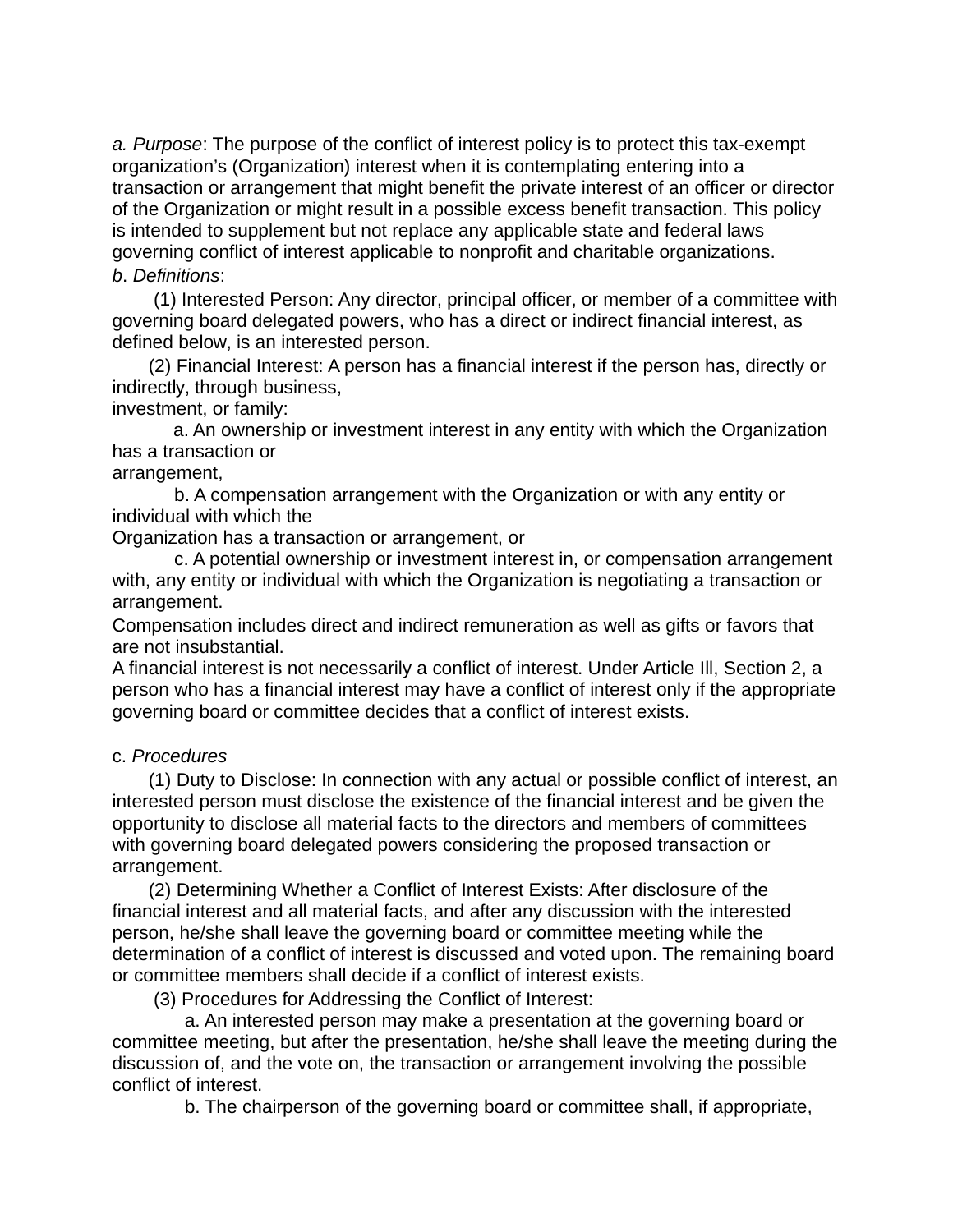*a. Purpose*: The purpose of the conflict of interest policy is to protect this tax-exempt organization's (Organization) interest when it is contemplating entering into a transaction or arrangement that might benefit the private interest of an officer or director of the Organization or might result in a possible excess benefit transaction. This policy is intended to supplement but not replace any applicable state and federal laws governing conflict of interest applicable to nonprofit and charitable organizations.

*b. Definitions*:

(1) Interested Person: Any director, principal officer, or member of a committee with governing board delegated powers, who has a direct or indirect financial interest, as defined below, is an interested person.

(2) Financial Interest: A person has a financial interest if the person has, directly or indirectly, through business, investment, or family:

a. An ownership or investment interest in any entity with which the Organization has a transaction or arrangement,

b. A compensation arrangement with the Organization or with any entity or individual with which the Organization has a transaction or arrangement, or

c. A potential ownership or investment interest in, or compensation arrangement with, any entity or individual with which the Organization is negotiating a transaction or arrangement.

Compensation includes direct and indirect remuneration as well as gifts or favors that are not insubstantial.

A financial interest is not necessarily a conflict of interest. Under Article Ill, Section 2, a person who has a financial interest may have a conflict of interest only if the appropriate governing board or committee decides that a conflict of interest exists.

c. *Procedures*

(1) Duty to Disclose: In connection with any actual or possible conflict of interest, an interested person must disclose the existence of the financial interest and be given the opportunity to disclose all material facts to the directors and members of committees with governing board delegated powers considering the proposed transaction or arrangement.

(2) Determining Whether a Conflict of Interest Exists: After disclosure of the financial interest and all material facts, and after any discussion with the interested person, he/she shall leave the governing board or committee meeting while the determination of a conflict of interest is discussed and voted upon. The remaining board or committee members shall decide if a conflict of interest exists.

(3) Procedures for Addressing the Conflict of Interest:

a. An interested person may make a presentation at the governing board or committee meeting, but after the presentation, he/she shall leave the meeting during the discussion of, and the vote on, the transaction or arrangement involving the possible conflict of interest.

b. The chairperson of the governing board or committee shall, if appropriate,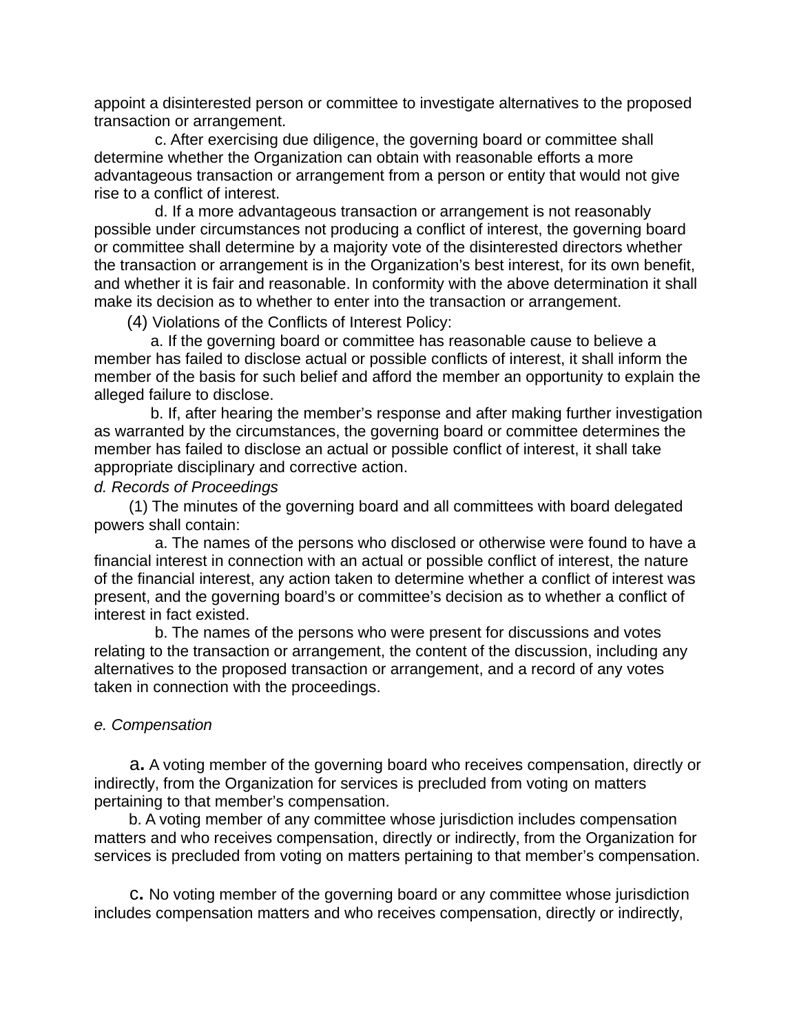appoint a disinterested person or committee to investigate alternatives to the proposed transaction or arrangement.

c. After exercising due diligence, the governing board or committee shall determine whether the Organization can obtain with reasonable efforts a more advantageous transaction or arrangement from a person or entity that would not give rise to a conflict of interest.

d. If a more advantageous transaction or arrangement is not reasonably possible under circumstances not producing a conflict of interest, the governing board or committee shall determine by a majority vote of the disinterested directors whether the transaction or arrangement is in the Organization's best interest, for its own benefit, and whether it is fair and reasonable. In conformity with the above determination it shall make its decision as to whether to enter into the transaction or arrangement.

(4) Violations of the Conflicts of Interest Policy:

a. If the governing board or committee has reasonable cause to believe a member has failed to disclose actual or possible conflicts of interest, it shall inform the member of the basis for such belief and afford the member an opportunity to explain the alleged failure to disclose.

b. If, after hearing the member's response and after making further investigation as warranted by the circumstances, the governing board or committee determines the member has failed to disclose an actual or possible conflict of interest, it shall take appropriate disciplinary and corrective action.

*d. Records of Proceedings*

(1) The minutes of the governing board and all committees with board delegated powers shall contain:

a. The names of the persons who disclosed or otherwise were found to have a financial interest in connection with an actual or possible conflict of interest, the nature of the financial interest, any action taken to determine whether a conflict of interest was present, and the governing board's or committee's decision as to whether a conflict of interest in fact existed.

b. The names of the persons who were present for discussions and votes relating to the transaction or arrangement, the content of the discussion, including any alternatives to the proposed transaction or arrangement, and a record of any votes taken in connection with the proceedings.

*e. Compensation*

a. A voting member of the governing board who receives compensation, directly or indirectly, from the Organization for services is precluded from voting on matters pertaining to that member's compensation.

b. A voting member of any committee whose jurisdiction includes compensation matters and who receives compensation, directly or indirectly, from the Organization for services is precluded from voting on matters pertaining to that member's compensation.

c. No voting member of the governing board or any committee whose jurisdiction includes compensation matters and who receives compensation, directly or indirectly,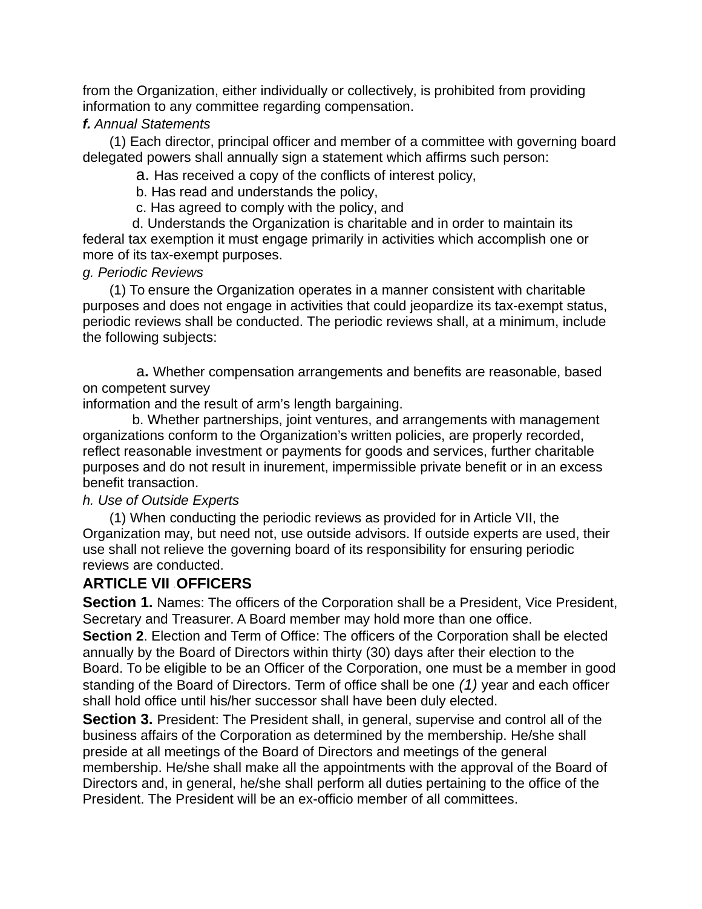from the Organization, either individually or collectively, is prohibited from providing information to any committee regarding compensation.

***f.*** *Annual Statements*

(1) Each director, principal officer and member of a committee with governing board delegated powers shall annually sign a statement which affirms such person:

a. Has received a copy of the conflicts of interest policy,

b. Has read and understands the policy,

c. Has agreed to comply with the policy, and

d. Understands the Organization is charitable and in order to maintain its federal tax exemption it must engage primarily in activities which accomplish one or more of its tax-exempt purposes.

*g. Periodic Reviews*

(1) To ensure the Organization operates in a manner consistent with charitable purposes and does not engage in activities that could jeopardize its tax-exempt status, periodic reviews shall be conducted. The periodic reviews shall, at a minimum, include the following subjects:

**a.** Whether compensation arrangements and benefits are reasonable, based on competent survey
information and the result of arm's length bargaining.

b. Whether partnerships, joint ventures, and arrangements with management organizations conform to the Organization's written policies, are properly recorded, reflect reasonable investment or payments for goods and services, further charitable purposes and do not result in inurement, impermissible private benefit or in an excess benefit transaction.

*h. Use of Outside Experts*

(1) When conducting the periodic reviews as provided for in Article VII, the Organization may, but need not, use outside advisors. If outside experts are used, their use shall not relieve the governing board of its responsibility for ensuring periodic reviews are conducted.

## ARTICLE VII . OFFICERS

**Section 1.** Names: The officers of the Corporation shall be a President, Vice President, Secretary and Treasurer. A Board member may hold more than one office.

**Section 2**. Election and Term of Office: The officers of the Corporation shall be elected annually by the Board of Directors within thirty (30) days after their election to the Board. To be eligible to be an Officer of the Corporation, one must be a member in good standing of the Board of Directors. Term of office shall be one *(1)* year and each officer shall hold office until his/her successor shall have been duly elected.

**Section 3.** President: The President shall, in general, supervise and control all of the business affairs of the Corporation as determined by the membership. He/she shall preside at all meetings of the Board of Directors and meetings of the general membership. He/she shall make all the appointments with the approval of the Board of Directors and, in general, he/she shall perform all duties pertaining to the office of the President. The President will be an ex-officio member of all committees.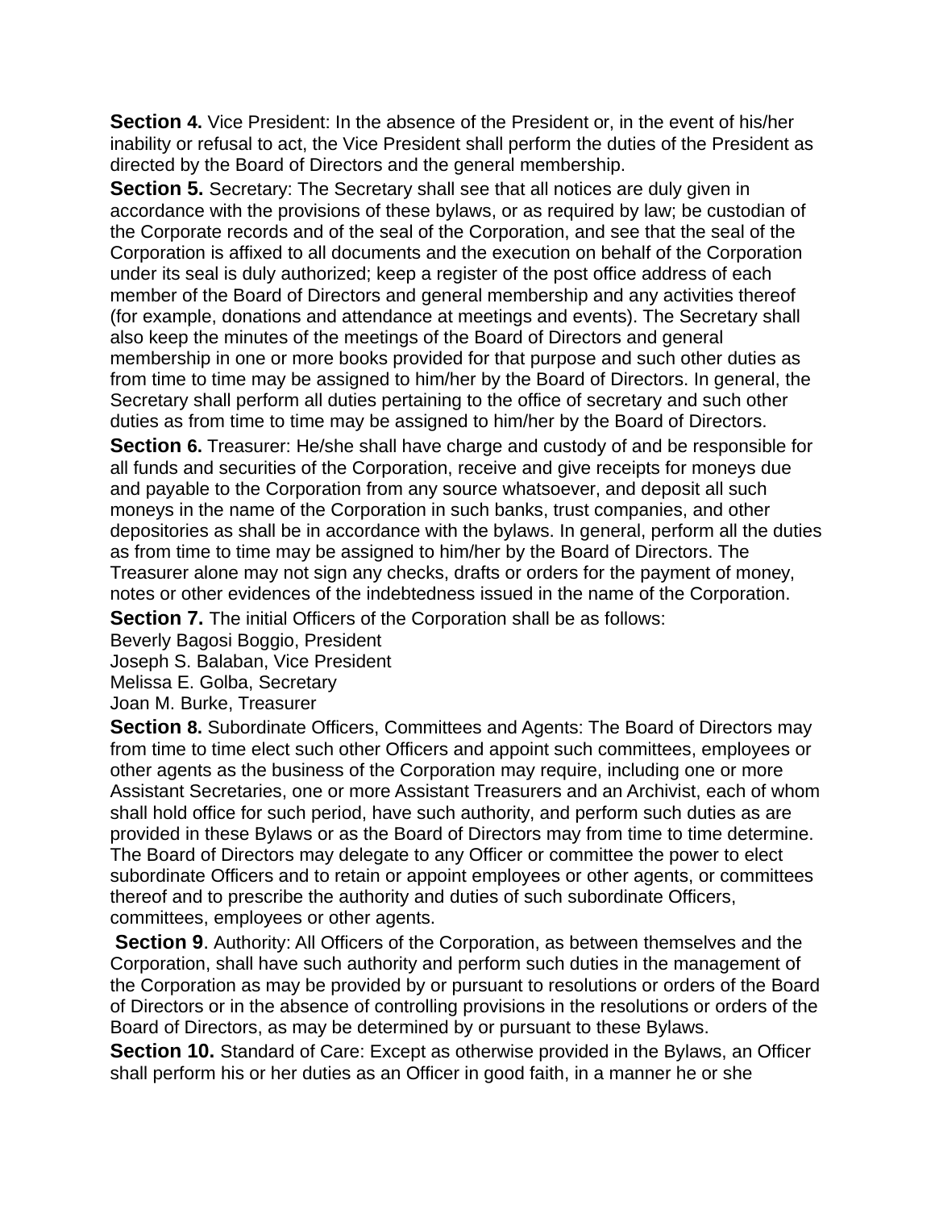**Section 4.** Vice President: In the absence of the President or, in the event of his/her inability or refusal to act, the Vice President shall perform the duties of the President as directed by the Board of Directors and the general membership.

**Section 5.** Secretary: The Secretary shall see that all notices are duly given in accordance with the provisions of these bylaws, or as required by law; be custodian of the Corporate records and of the seal of the Corporation, and see that the seal of the Corporation is affixed to all documents and the execution on behalf of the Corporation under its seal is duly authorized; keep a register of the post office address of each member of the Board of Directors and general membership and any activities thereof (for example, donations and attendance at meetings and events). The Secretary shall also keep the minutes of the meetings of the Board of Directors and general membership in one or more books provided for that purpose and such other duties as from time to time may be assigned to him/her by the Board of Directors. In general, the Secretary shall perform all duties pertaining to the office of secretary and such other duties as from time to time may be assigned to him/her by the Board of Directors.

**Section 6.** Treasurer: He/she shall have charge and custody of and be responsible for all funds and securities of the Corporation, receive and give receipts for moneys due and payable to the Corporation from any source whatsoever, and deposit all such moneys in the name of the Corporation in such banks, trust companies, and other depositories as shall be in accordance with the bylaws. In general, perform all the duties as from time to time may be assigned to him/her by the Board of Directors. The Treasurer alone may not sign any checks, drafts or orders for the payment of money, notes or other evidences of the indebtedness issued in the name of the Corporation.

**Section 7.** The initial Officers of the Corporation shall be as follows:
Beverly Bagosi Boggio, President
Joseph S. Balaban, Vice President
Melissa E. Golba, Secretary
Joan M. Burke, Treasurer

**Section 8.** Subordinate Officers, Committees and Agents: The Board of Directors may from time to time elect such other Officers and appoint such committees, employees or other agents as the business of the Corporation may require, including one or more Assistant Secretaries, one or more Assistant Treasurers and an Archivist, each of whom shall hold office for such period, have such authority, and perform such duties as are provided in these Bylaws or as the Board of Directors may from time to time determine. The Board of Directors may delegate to any Officer or committee the power to elect subordinate Officers and to retain or appoint employees or other agents, or committees thereof and to prescribe the authority and duties of such subordinate Officers, committees, employees or other agents.

**Section 9**. Authority: All Officers of the Corporation, as between themselves and the Corporation, shall have such authority and perform such duties in the management of the Corporation as may be provided by or pursuant to resolutions or orders of the Board of Directors or in the absence of controlling provisions in the resolutions or orders of the Board of Directors, as may be determined by or pursuant to these Bylaws.

**Section 10.** Standard of Care: Except as otherwise provided in the Bylaws, an Officer shall perform his or her duties as an Officer in good faith, in a manner he or she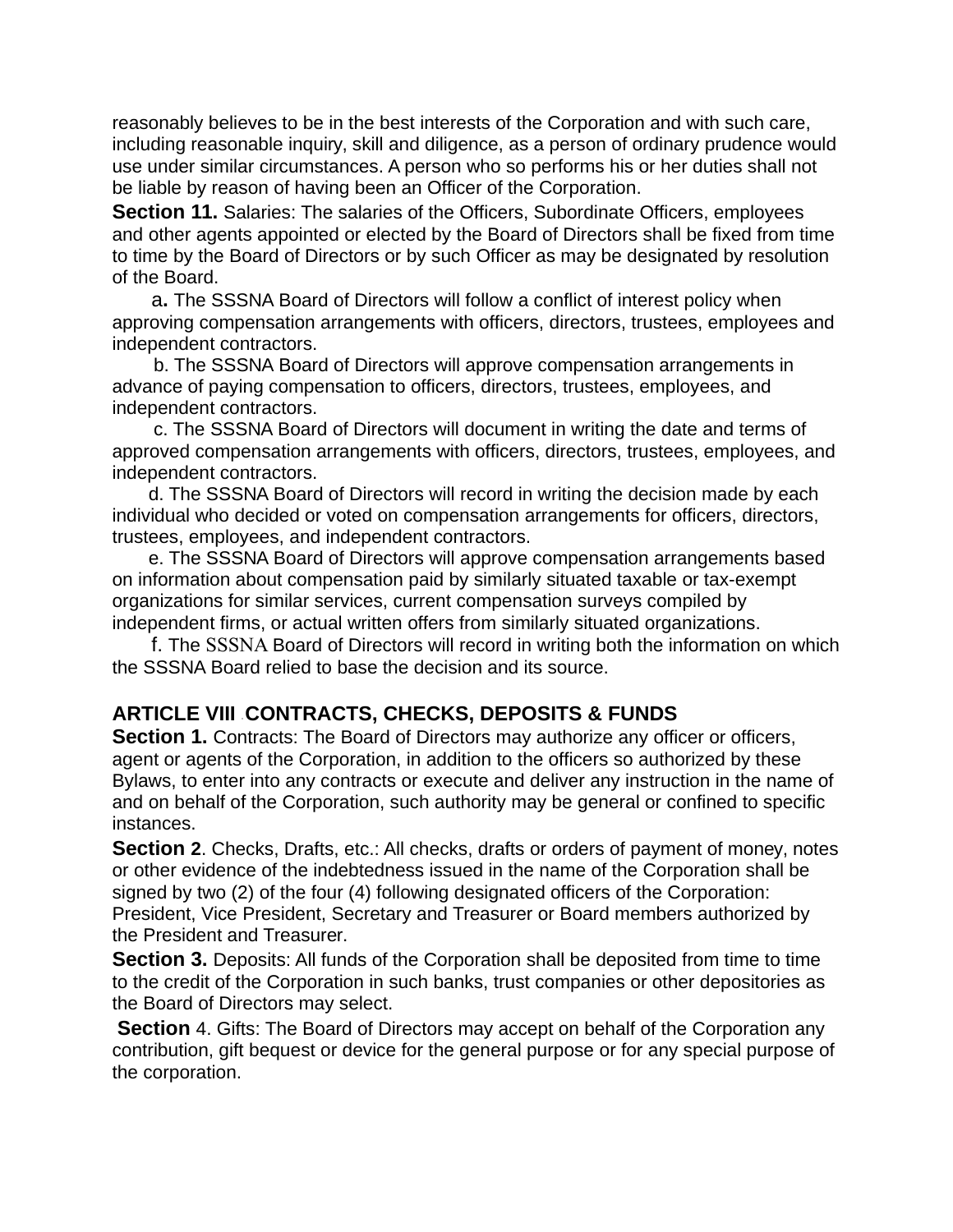reasonably believes to be in the best interests of the Corporation and with such care, including reasonable inquiry, skill and diligence, as a person of ordinary prudence would use under similar circumstances. A person who so performs his or her duties shall not be liable by reason of having been an Officer of the Corporation.

**Section 11.** Salaries: The salaries of the Officers, Subordinate Officers, employees and other agents appointed or elected by the Board of Directors shall be fixed from time to time by the Board of Directors or by such Officer as may be designated by resolution of the Board.

**a.** The SSSNA Board of Directors will follow a conflict of interest policy when approving compensation arrangements with officers, directors, trustees, employees and independent contractors.

b. The SSSNA Board of Directors will approve compensation arrangements in advance of paying compensation to officers, directors, trustees, employees, and independent contractors.

c. The SSSNA Board of Directors will document in writing the date and terms of approved compensation arrangements with officers, directors, trustees, employees, and independent contractors.

d. The SSSNA Board of Directors will record in writing the decision made by each individual who decided or voted on compensation arrangements for officers, directors, trustees, employees, and independent contractors.

e. The SSSNA Board of Directors will approve compensation arrangements based on information about compensation paid by similarly situated taxable or tax-exempt organizations for similar services, current compensation surveys compiled by independent firms, or actual written offers from similarly situated organizations.

f. The SSSNA Board of Directors will record in writing both the information on which the SSSNA Board relied to base the decision and its source.

## ARTICLE VIII CONTRACTS, CHECKS, DEPOSITS & FUNDS

**Section 1.** Contracts: The Board of Directors may authorize any officer or officers, agent or agents of the Corporation, in addition to the officers so authorized by these Bylaws, to enter into any contracts or execute and deliver any instruction in the name of and on behalf of the Corporation, such authority may be general or confined to specific instances.

**Section 2**. Checks, Drafts, etc.: All checks, drafts or orders of payment of money, notes or other evidence of the indebtedness issued in the name of the Corporation shall be signed by two (2) of the four (4) following designated officers of the Corporation: President, Vice President, Secretary and Treasurer or Board members authorized by the President and Treasurer.

**Section 3.** Deposits: All funds of the Corporation shall be deposited from time to time to the credit of the Corporation in such banks, trust companies or other depositories as the Board of Directors may select.

**Section** 4. Gifts: The Board of Directors may accept on behalf of the Corporation any contribution, gift bequest or device for the general purpose or for any special purpose of the corporation.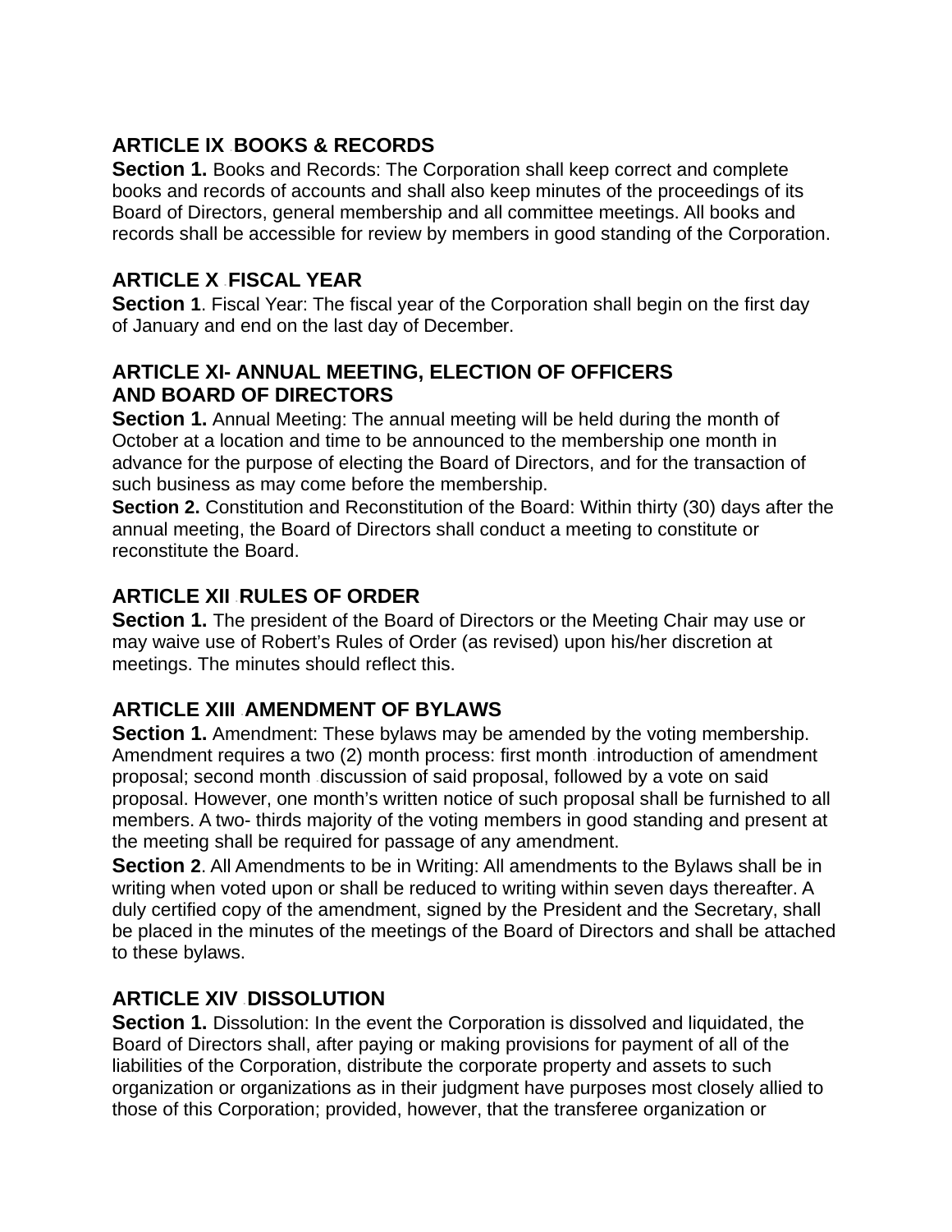## ARTICLE IX - BOOKS & RECORDS

**Section 1.** Books and Records: The Corporation shall keep correct and complete books and records of accounts and shall also keep minutes of the proceedings of its Board of Directors, general membership and all committee meetings. All books and records shall be accessible for review by members in good standing of the Corporation.

## ARTICLE X - FISCAL YEAR

**Section 1**. Fiscal Year: The fiscal year of the Corporation shall begin on the first day of January and end on the last day of December.

## ARTICLE XI- ANNUAL MEETING, ELECTION OF OFFICERS AND BOARD OF DIRECTORS

**Section 1.** Annual Meeting: The annual meeting will be held during the month of October at a location and time to be announced to the membership one month in advance for the purpose of electing the Board of Directors, and for the transaction of such business as may come before the membership.

**Section 2.** Constitution and Reconstitution of the Board: Within thirty (30) days after the annual meeting, the Board of Directors shall conduct a meeting to constitute or reconstitute the Board.

## ARTICLE XII - RULES OF ORDER

**Section 1.** The president of the Board of Directors or the Meeting Chair may use or may waive use of Robert's Rules of Order (as revised) upon his/her discretion at meetings. The minutes should reflect this.

## ARTICLE XIII - AMENDMENT OF BYLAWS

**Section 1.** Amendment: These bylaws may be amended by the voting membership. Amendment requires a two (2) month process: first month - introduction of amendment proposal; second month - discussion of said proposal, followed by a vote on said proposal. However, one month's written notice of such proposal shall be furnished to all members. A two- thirds majority of the voting members in good standing and present at the meeting shall be required for passage of any amendment.

**Section 2**. All Amendments to be in Writing: All amendments to the Bylaws shall be in writing when voted upon or shall be reduced to writing within seven days thereafter. A duly certified copy of the amendment, signed by the President and the Secretary, shall be placed in the minutes of the meetings of the Board of Directors and shall be attached to these bylaws.

## ARTICLE XIV - DISSOLUTION

**Section 1.** Dissolution: In the event the Corporation is dissolved and liquidated, the Board of Directors shall, after paying or making provisions for payment of all of the liabilities of the Corporation, distribute the corporate property and assets to such organization or organizations as in their judgment have purposes most closely allied to those of this Corporation; provided, however, that the transferee organization or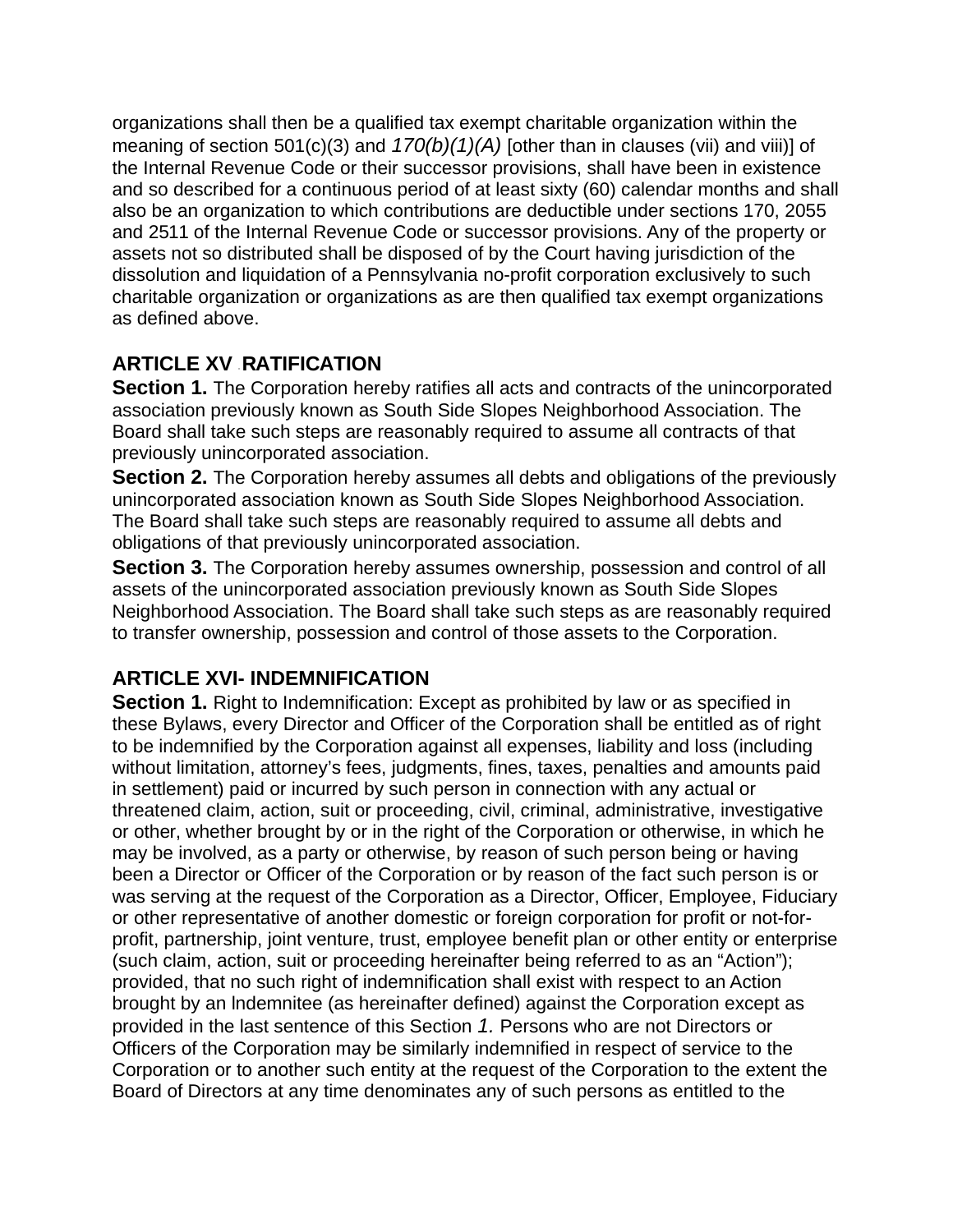organizations shall then be a qualified tax exempt charitable organization within the meaning of section 501(c)(3) and *170(b)(1)(A)* [other than in clauses (vii) and viii)] of the Internal Revenue Code or their successor provisions, shall have been in existence and so described for a continuous period of at least sixty (60) calendar months and shall also be an organization to which contributions are deductible under sections 170, 2055 and 2511 of the Internal Revenue Code or successor provisions. Any of the property or assets not so distributed shall be disposed of by the Court having jurisdiction of the dissolution and liquidation of a Pennsylvania no-profit corporation exclusively to such charitable organization or organizations as are then qualified tax exempt organizations as defined above.

## ARTICLE XV . RATIFICATION

**Section 1.** The Corporation hereby ratifies all acts and contracts of the unincorporated association previously known as South Side Slopes Neighborhood Association. The Board shall take such steps are reasonably required to assume all contracts of that previously unincorporated association.

**Section 2.** The Corporation hereby assumes all debts and obligations of the previously unincorporated association known as South Side Slopes Neighborhood Association. The Board shall take such steps are reasonably required to assume all debts and obligations of that previously unincorporated association.

**Section 3.** The Corporation hereby assumes ownership, possession and control of all assets of the unincorporated association previously known as South Side Slopes Neighborhood Association. The Board shall take such steps as are reasonably required to transfer ownership, possession and control of those assets to the Corporation.

## ARTICLE XVI- INDEMNIFICATION

**Section 1.** Right to Indemnification: Except as prohibited by law or as specified in these Bylaws, every Director and Officer of the Corporation shall be entitled as of right to be indemnified by the Corporation against all expenses, liability and loss (including without limitation, attorney's fees, judgments, fines, taxes, penalties and amounts paid in settlement) paid or incurred by such person in connection with any actual or threatened claim, action, suit or proceeding, civil, criminal, administrative, investigative or other, whether brought by or in the right of the Corporation or otherwise, in which he may be involved, as a party or otherwise, by reason of such person being or having been a Director or Officer of the Corporation or by reason of the fact such person is or was serving at the request of the Corporation as a Director, Officer, Employee, Fiduciary or other representative of another domestic or foreign corporation for profit or not-for-profit, partnership, joint venture, trust, employee benefit plan or other entity or enterprise (such claim, action, suit or proceeding hereinafter being referred to as an "Action"); provided, that no such right of indemnification shall exist with respect to an Action brought by an Indemnitee (as hereinafter defined) against the Corporation except as provided in the last sentence of this Section *1.* Persons who are not Directors or Officers of the Corporation may be similarly indemnified in respect of service to the Corporation or to another such entity at the request of the Corporation to the extent the Board of Directors at any time denominates any of such persons as entitled to the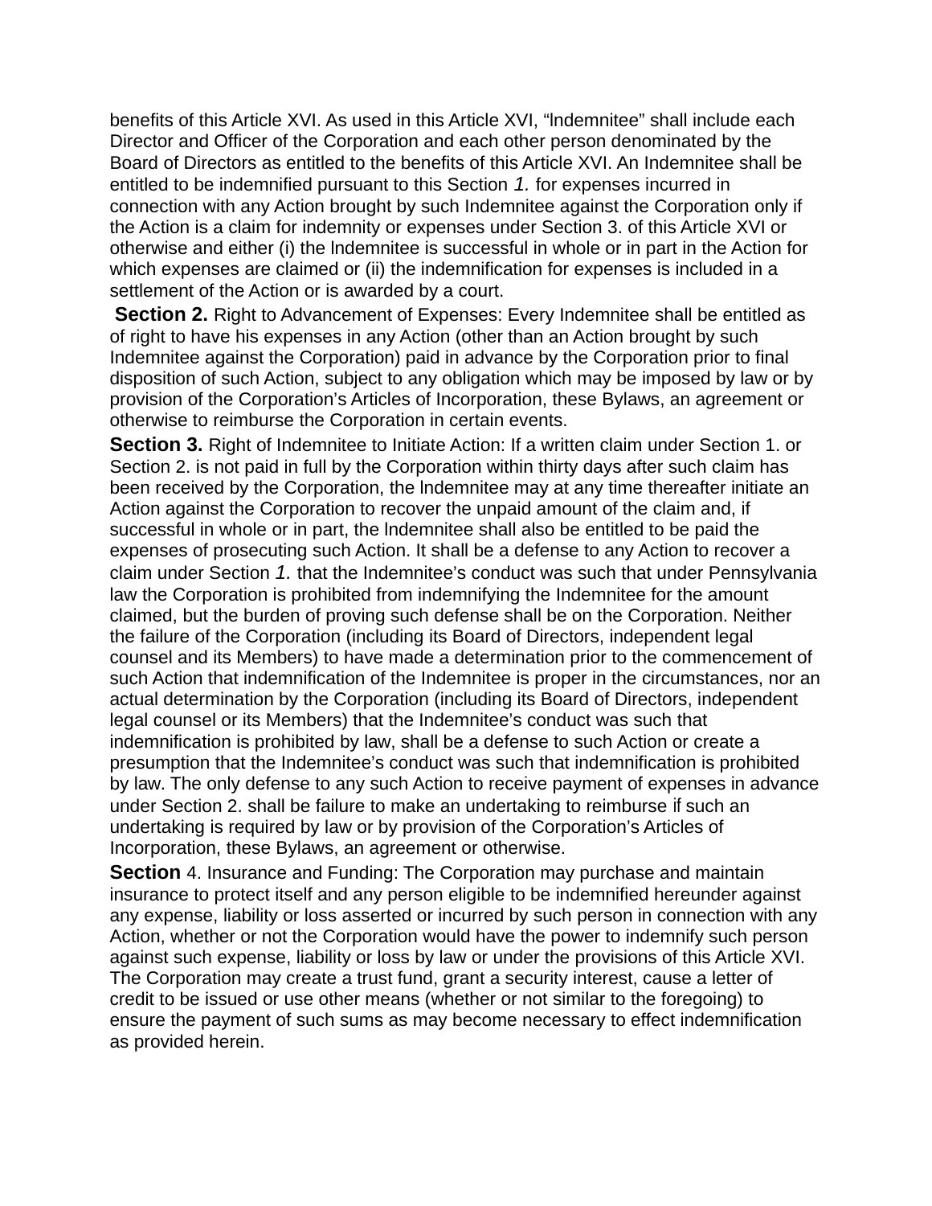benefits of this Article XVI. As used in this Article XVI, "lndemnitee" shall include each Director and Officer of the Corporation and each other person denominated by the Board of Directors as entitled to the benefits of this Article XVI. An Indemnitee shall be entitled to be indemnified pursuant to this Section *1.* for expenses incurred in connection with any Action brought by such Indemnitee against the Corporation only if the Action is a claim for indemnity or expenses under Section 3. of this Article XVI or otherwise and either (i) the lndemnitee is successful in whole or in part in the Action for which expenses are claimed or (ii) the indemnification for expenses is included in a settlement of the Action or is awarded by a court.

**Section 2.** Right to Advancement of Expenses: Every Indemnitee shall be entitled as of right to have his expenses in any Action (other than an Action brought by such Indemnitee against the Corporation) paid in advance by the Corporation prior to final disposition of such Action, subject to any obligation which may be imposed by law or by provision of the Corporation's Articles of Incorporation, these Bylaws, an agreement or otherwise to reimburse the Corporation in certain events.

**Section 3.** Right of Indemnitee to Initiate Action: If a written claim under Section 1. or Section 2. is not paid in full by the Corporation within thirty days after such claim has been received by the Corporation, the lndemnitee may at any time thereafter initiate an Action against the Corporation to recover the unpaid amount of the claim and, if successful in whole or in part, the lndemnitee shall also be entitled to be paid the expenses of prosecuting such Action. It shall be a defense to any Action to recover a claim under Section *1.* that the Indemnitee's conduct was such that under Pennsylvania law the Corporation is prohibited from indemnifying the Indemnitee for the amount claimed, but the burden of proving such defense shall be on the Corporation. Neither the failure of the Corporation (including its Board of Directors, independent legal counsel and its Members) to have made a determination prior to the commencement of such Action that indemnification of the Indemnitee is proper in the circumstances, nor an actual determination by the Corporation (including its Board of Directors, independent legal counsel or its Members) that the Indemnitee's conduct was such that indemnification is prohibited by law, shall be a defense to such Action or create a presumption that the Indemnitee's conduct was such that indemnification is prohibited by law. The only defense to any such Action to receive payment of expenses in advance under Section 2. shall be failure to make an undertaking to reimburse if such an undertaking is required by law or by provision of the Corporation's Articles of Incorporation, these Bylaws, an agreement or otherwise.

**Section** 4. Insurance and Funding: The Corporation may purchase and maintain insurance to protect itself and any person eligible to be indemnified hereunder against any expense, liability or loss asserted or incurred by such person in connection with any Action, whether or not the Corporation would have the power to indemnify such person against such expense, liability or loss by law or under the provisions of this Article XVI. The Corporation may create a trust fund, grant a security interest, cause a letter of credit to be issued or use other means (whether or not similar to the foregoing) to ensure the payment of such sums as may become necessary to effect indemnification as provided herein.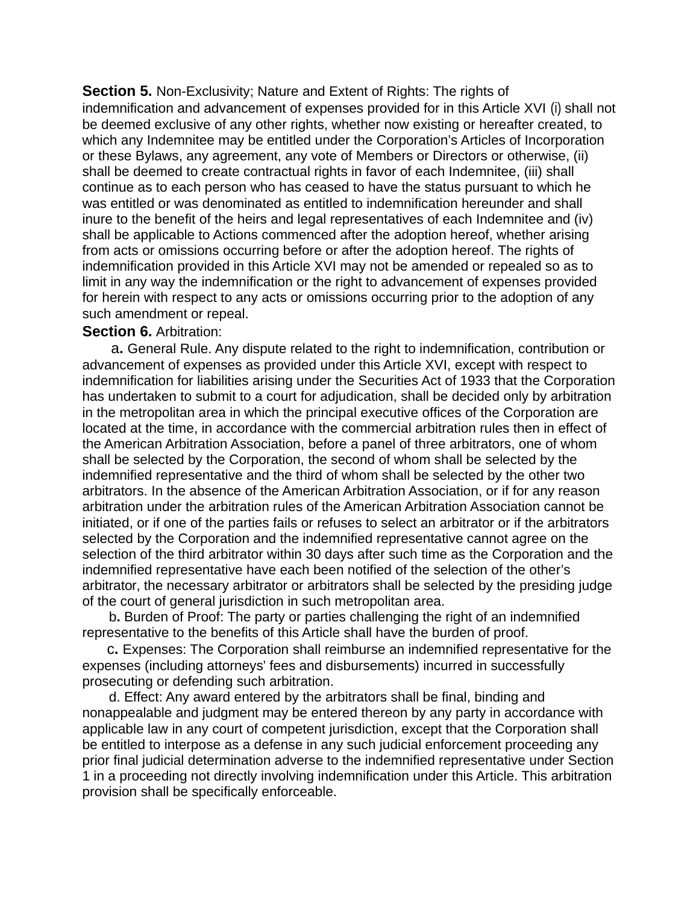**Section 5.** Non-Exclusivity; Nature and Extent of Rights: The rights of indemnification and advancement of expenses provided for in this Article XVI (i) shall not be deemed exclusive of any other rights, whether now existing or hereafter created, to which any Indemnitee may be entitled under the Corporation's Articles of Incorporation or these Bylaws, any agreement, any vote of Members or Directors or otherwise, (ii) shall be deemed to create contractual rights in favor of each Indemnitee, (iii) shall continue as to each person who has ceased to have the status pursuant to which he was entitled or was denominated as entitled to indemnification hereunder and shall inure to the benefit of the heirs and legal representatives of each Indemnitee and (iv) shall be applicable to Actions commenced after the adoption hereof, whether arising from acts or omissions occurring before or after the adoption hereof. The rights of indemnification provided in this Article XVI may not be amended or repealed so as to limit in any way the indemnification or the right to advancement of expenses provided for herein with respect to any acts or omissions occurring prior to the adoption of any such amendment or repeal.

**Section 6.** Arbitration:

a**.** General Rule. Any dispute related to the right to indemnification, contribution or advancement of expenses as provided under this Article XVI, except with respect to indemnification for liabilities arising under the Securities Act of 1933 that the Corporation has undertaken to submit to a court for adjudication, shall be decided only by arbitration in the metropolitan area in which the principal executive offices of the Corporation are located at the time, in accordance with the commercial arbitration rules then in effect of the American Arbitration Association, before a panel of three arbitrators, one of whom shall be selected by the Corporation, the second of whom shall be selected by the indemnified representative and the third of whom shall be selected by the other two arbitrators. In the absence of the American Arbitration Association, or if for any reason arbitration under the arbitration rules of the American Arbitration Association cannot be initiated, or if one of the parties fails or refuses to select an arbitrator or if the arbitrators selected by the Corporation and the indemnified representative cannot agree on the selection of the third arbitrator within 30 days after such time as the Corporation and the indemnified representative have each been notified of the selection of the other's arbitrator, the necessary arbitrator or arbitrators shall be selected by the presiding judge of the court of general jurisdiction in such metropolitan area.

b**.** Burden of Proof: The party or parties challenging the right of an indemnified representative to the benefits of this Article shall have the burden of proof.

c**.** Expenses: The Corporation shall reimburse an indemnified representative for the expenses (including attorneys' fees and disbursements) incurred in successfully prosecuting or defending such arbitration.

d. Effect: Any award entered by the arbitrators shall be final, binding and nonappealable and judgment may be entered thereon by any party in accordance with applicable law in any court of competent jurisdiction, except that the Corporation shall be entitled to interpose as a defense in any such judicial enforcement proceeding any prior final judicial determination adverse to the indemnified representative under Section 1 in a proceeding not directly involving indemnification under this Article. This arbitration provision shall be specifically enforceable.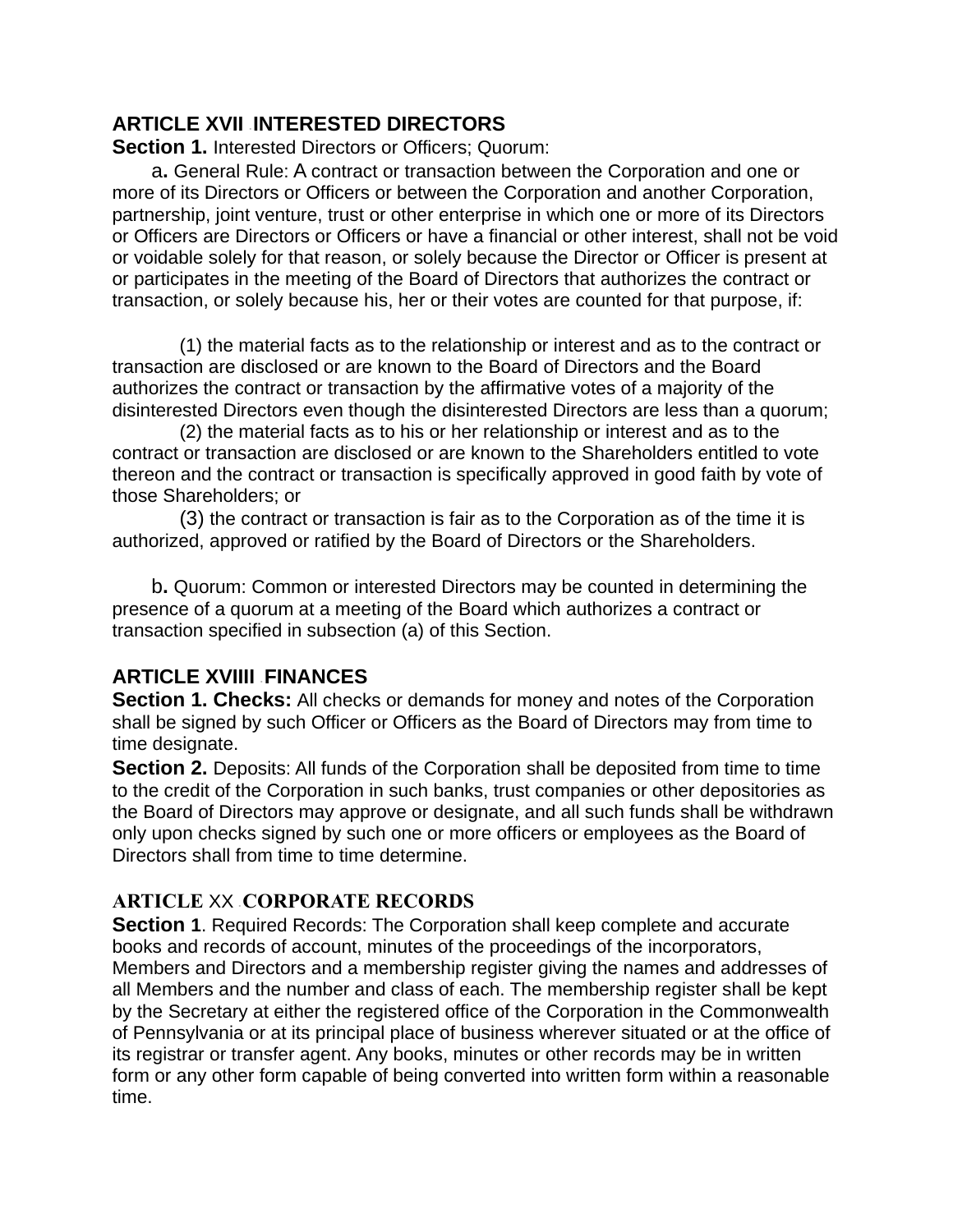**ARTICLE XVII . INTERESTED DIRECTORS**

**Section 1.** Interested Directors or Officers; Quorum:

**a.** General Rule: A contract or transaction between the Corporation and one or more of its Directors or Officers or between the Corporation and another Corporation, partnership, joint venture, trust or other enterprise in which one or more of its Directors or Officers are Directors or Officers or have a financial or other interest, shall not be void or voidable solely for that reason, or solely because the Director or Officer is present at or participates in the meeting of the Board of Directors that authorizes the contract or transaction, or solely because his, her or their votes are counted for that purpose, if:

(1) the material facts as to the relationship or interest and as to the contract or transaction are disclosed or are known to the Board of Directors and the Board authorizes the contract or transaction by the affirmative votes of a majority of the disinterested Directors even though the disinterested Directors are less than a quorum;

(2) the material facts as to his or her relationship or interest and as to the contract or transaction are disclosed or are known to the Shareholders entitled to vote thereon and the contract or transaction is specifically approved in good faith by vote of those Shareholders; or

(3) the contract or transaction is fair as to the Corporation as of the time it is authorized, approved or ratified by the Board of Directors or the Shareholders.

**b.** Quorum: Common or interested Directors may be counted in determining the presence of a quorum at a meeting of the Board which authorizes a contract or transaction specified in subsection (a) of this Section.

**ARTICLE XVIIII . FINANCES**

**Section 1. Checks:** All checks or demands for money and notes of the Corporation shall be signed by such Officer or Officers as the Board of Directors may from time to time designate.

**Section 2.** Deposits: All funds of the Corporation shall be deposited from time to time to the credit of the Corporation in such banks, trust companies or other depositories as the Board of Directors may approve or designate, and all such funds shall be withdrawn only upon checks signed by such one or more officers or employees as the Board of Directors shall from time to time determine.

**ARTICLE XX . CORPORATE RECORDS**

**Section 1**. Required Records: The Corporation shall keep complete and accurate books and records of account, minutes of the proceedings of the incorporators, Members and Directors and a membership register giving the names and addresses of all Members and the number and class of each. The membership register shall be kept by the Secretary at either the registered office of the Corporation in the Commonwealth of Pennsylvania or at its principal place of business wherever situated or at the office of its registrar or transfer agent. Any books, minutes or other records may be in written form or any other form capable of being converted into written form within a reasonable time.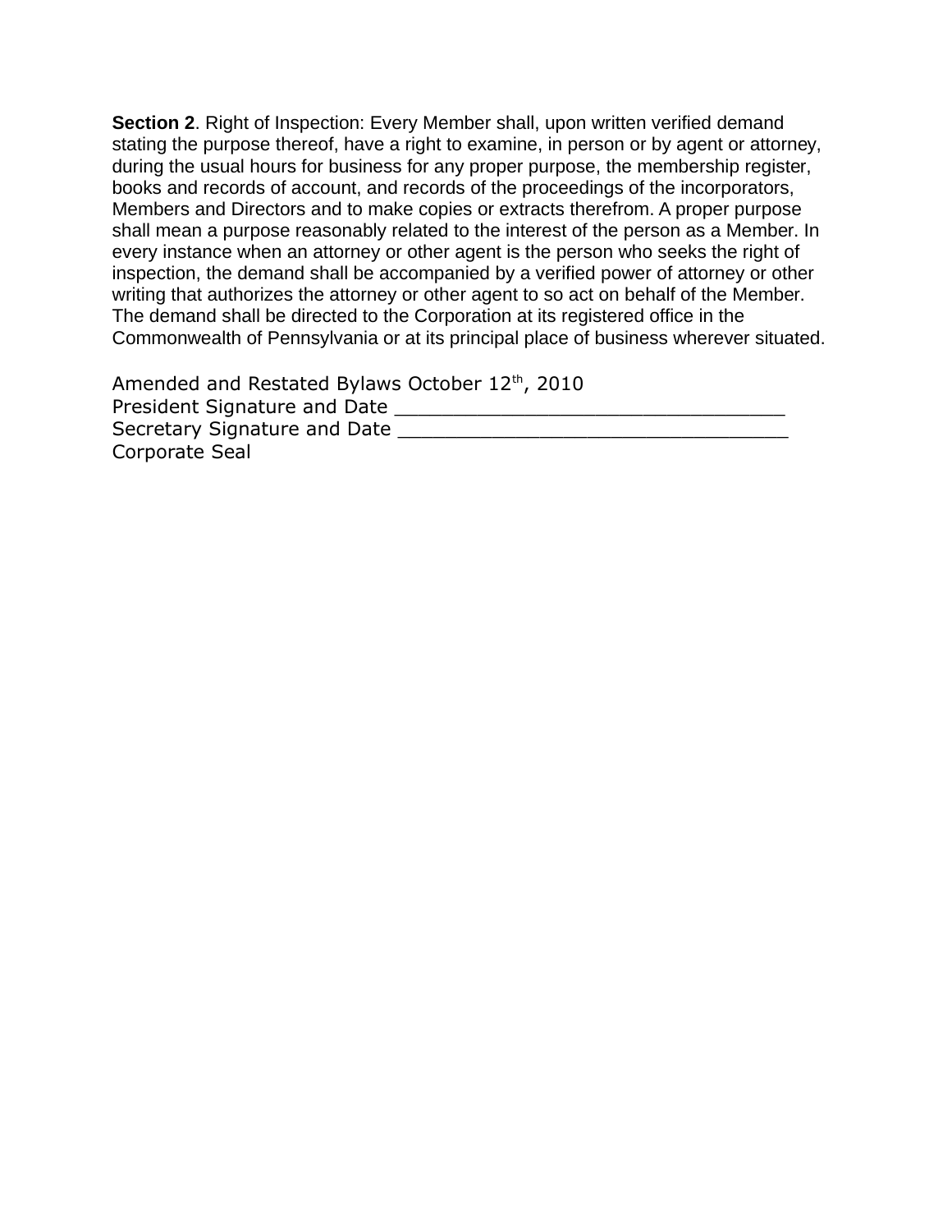**Section 2**. Right of Inspection: Every Member shall, upon written verified demand stating the purpose thereof, have a right to examine, in person or by agent or attorney, during the usual hours for business for any proper purpose, the membership register, books and records of account, and records of the proceedings of the incorporators, Members and Directors and to make copies or extracts therefrom. A proper purpose shall mean a purpose reasonably related to the interest of the person as a Member. In every instance when an attorney or other agent is the person who seeks the right of inspection, the demand shall be accompanied by a verified power of attorney or other writing that authorizes the attorney or other agent to so act on behalf of the Member. The demand shall be directed to the Corporation at its registered office in the Commonwealth of Pennsylvania or at its principal place of business wherever situated.

Amended and Restated Bylaws October 12th, 2010
President Signature and Date ________________________________
Secretary Signature and Date ________________________________
Corporate Seal